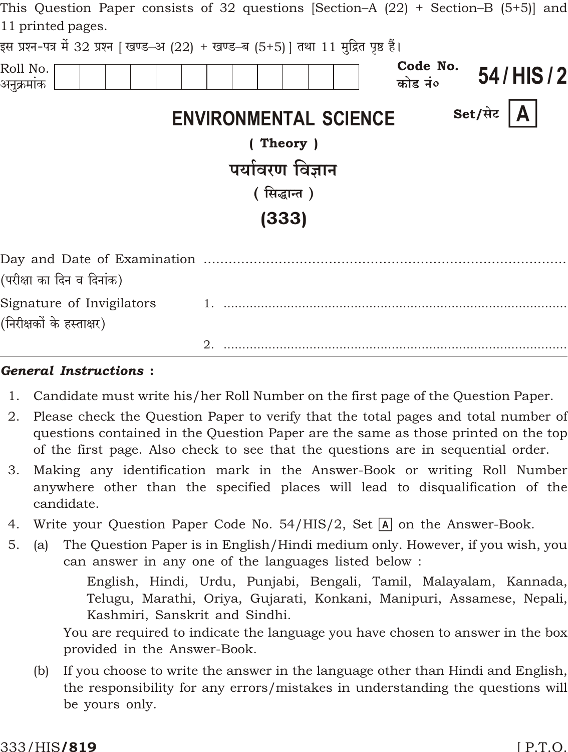This Question Paper consists of 32 questions [Section–A (22) + Section–B (5+5)] and 11 printed pages.

इस प्रश्न-पत्र में 32 प्रश्न [ खण्ड–अ (22) + खण्ड–ब (5+5) ] तथा 11 मुद्रित पृष्ठ हैं।

Roll No. / अनुक्रमांक | | | | | | | | | | | | |

Code No. / कोड नं॰ **54 / HIS / 2**

Set/सेट **A**

# ENVIRONMENTAL SCIENCE

**( Theory )**

# पर्यावरण विज्ञान

**( सिद्धान्त )**

**(333)**

Day and Date of Examination ..........................................................................
(परीक्षा का दिन व दिनांक)

Signature of Invigilators 1. ..........................................................................
(निरीक्षकों के हस्ताक्षर)

2. ..........................................................................

***General Instructions :***

1. Candidate must write his/her Roll Number on the first page of the Question Paper.
2. Please check the Question Paper to verify that the total pages and total number of questions contained in the Question Paper are the same as those printed on the top of the first page. Also check to see that the questions are in sequential order.
3. Making any identification mark in the Answer-Book or writing Roll Number anywhere other than the specified places will lead to disqualification of the candidate.
4. Write your Question Paper Code No. 54/HIS/2, Set A on the Answer-Book.
5. (a) The Question Paper is in English/Hindi medium only. However, if you wish, you can answer in any one of the languages listed below :

   English, Hindi, Urdu, Punjabi, Bengali, Tamil, Malayalam, Kannada, Telugu, Marathi, Oriya, Gujarati, Konkani, Manipuri, Assamese, Nepali, Kashmiri, Sanskrit and Sindhi.

   You are required to indicate the language you have chosen to answer in the box provided in the Answer-Book.

   (b) If you choose to write the answer in the language other than Hindi and English, the responsibility for any errors/mistakes in understanding the questions will be yours only.

333/HIS/**819**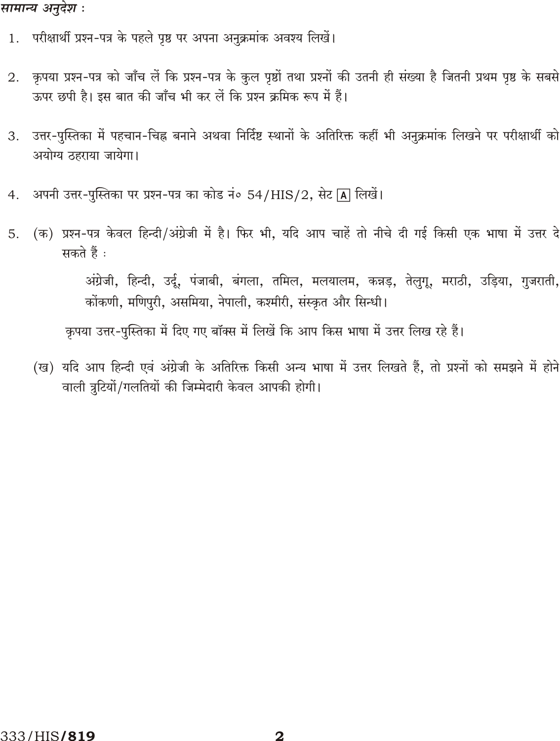*सामान्य अनुदेश :*

1. परीक्षार्थी प्रश्न-पत्र के पहले पृष्ठ पर अपना अनुक्रमांक अवश्य लिखें।

2. कृपया प्रश्न-पत्र को जाँच लें कि प्रश्न-पत्र के कुल पृष्ठों तथा प्रश्नों की उतनी ही संख्या है जितनी प्रथम पृष्ठ के सबसे ऊपर छपी है। इस बात की जाँच भी कर लें कि प्रश्न क्रमिक रूप में हैं।

3. उत्तर-पुस्तिका में पहचान-चिह्न बनाने अथवा निर्दिष्ट स्थानों के अतिरिक्त कहीं भी अनुक्रमांक लिखने पर परीक्षार्थी को अयोग्य ठहराया जायेगा।

4. अपनी उत्तर-पुस्तिका पर प्रश्न-पत्र का कोड नं० 54/HIS/2, सेट [A] लिखें।

5. (क) प्रश्न-पत्र केवल हिन्दी/अंग्रेजी में है। फिर भी, यदि आप चाहें तो नीचे दी गई किसी एक भाषा में उत्तर दे सकते हैं :

   अंग्रेजी, हिन्दी, उर्दू, पंजाबी, बंगला, तमिल, मलयालम, कन्नड़, तेलुगू, मराठी, उड़िया, गुजराती, कोंकणी, मणिपुरी, असमिया, नेपाली, कश्मीरी, संस्कृत और सिन्धी।

   कृपया उत्तर-पुस्तिका में दिए गए बॉक्स में लिखें कि आप किस भाषा में उत्तर लिख रहे हैं।

   (ख) यदि आप हिन्दी एवं अंग्रेजी के अतिरिक्त किसी अन्य भाषा में उत्तर लिखते हैं, तो प्रश्नों को समझने में होने वाली त्रुटियों/गलतियों की जिम्मेदारी केवल आपकी होगी।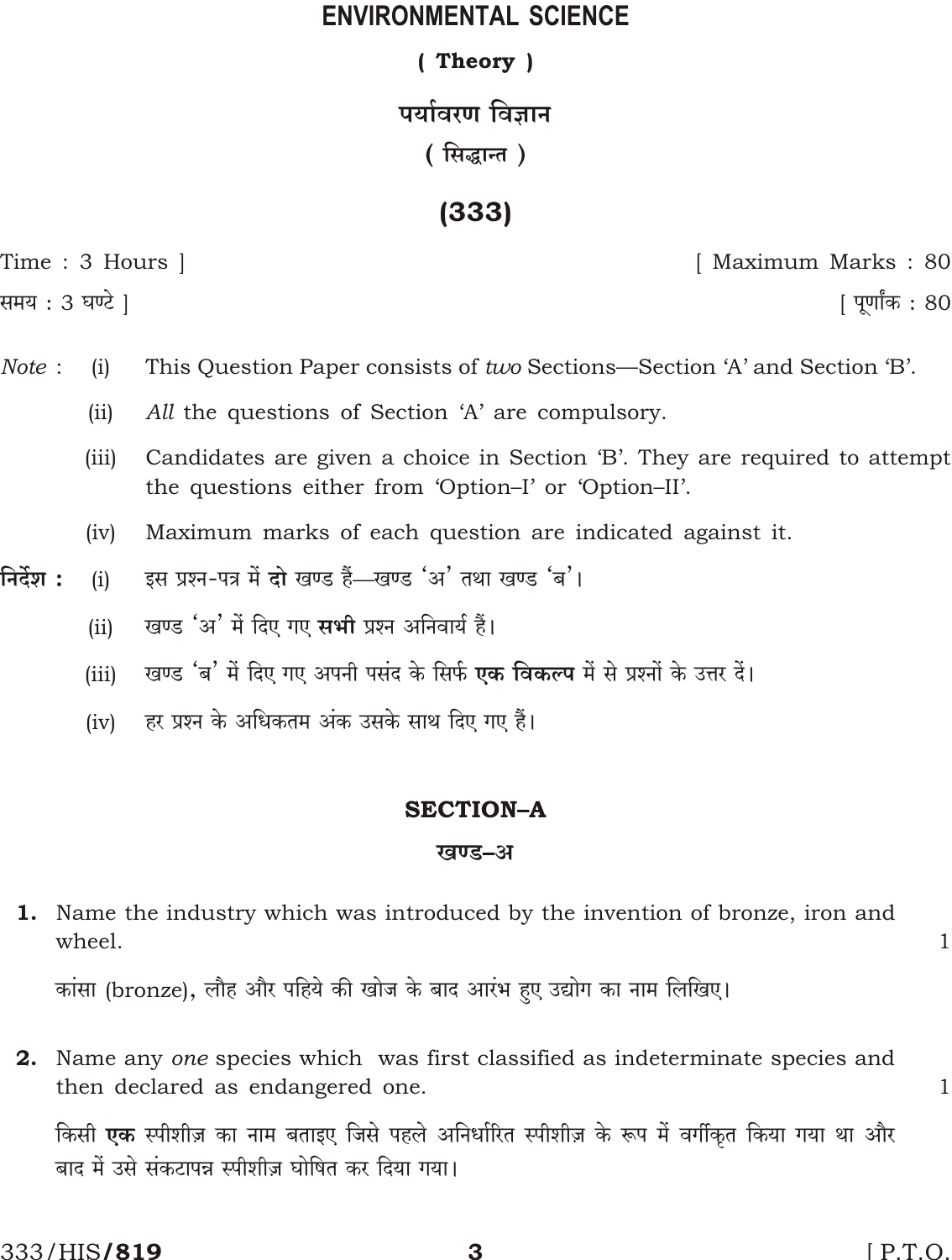# ENVIRONMENTAL SCIENCE

**( Theory )**

# पर्यावरण विज्ञान

**( सिद्धान्त )**

## (333)

Time : 3 Hours ] [ Maximum Marks : 80

समय : 3 घण्टे ] [ पूर्णांक : 80

*Note :* (i) This Question Paper consists of *two* Sections—Section 'A' and Section 'B'.

(ii) *All* the questions of Section 'A' are compulsory.

(iii) Candidates are given a choice in Section 'B'. They are required to attempt the questions either from 'Option–I' or 'Option–II'.

(iv) Maximum marks of each question are indicated against it.

**निर्देश :** (i) इस प्रश्न-पत्र में **दो** खण्ड हैं—खण्ड 'अ' तथा खण्ड 'ब'।

(ii) खण्ड 'अ' में दिए गए **सभी** प्रश्न अनिवार्य हैं।

(iii) खण्ड 'ब' में दिए गए अपनी पसंद के सिर्फ **एक विकल्प** में से प्रश्नों के उत्तर दें।

(iv) हर प्रश्न के अधिकतम अंक उसके साथ दिए गए हैं।

### SECTION–A

### खण्ड–अ

**1.** Name the industry which was introduced by the invention of bronze, iron and wheel. 1

कांसा (bronze), लौह और पहिये की खोज के बाद आरंभ हुए उद्योग का नाम लिखिए।

**2.** Name any *one* species which was first classified as indeterminate species and then declared as endangered one. 1

किसी **एक** स्पीशीज़ का नाम बताइए जिसे पहले अनिर्धारित स्पीशीज़ के रूप में वर्गीकृत किया गया था और बाद में उसे संकटापन्न स्पीशीज़ घोषित कर दिया गया।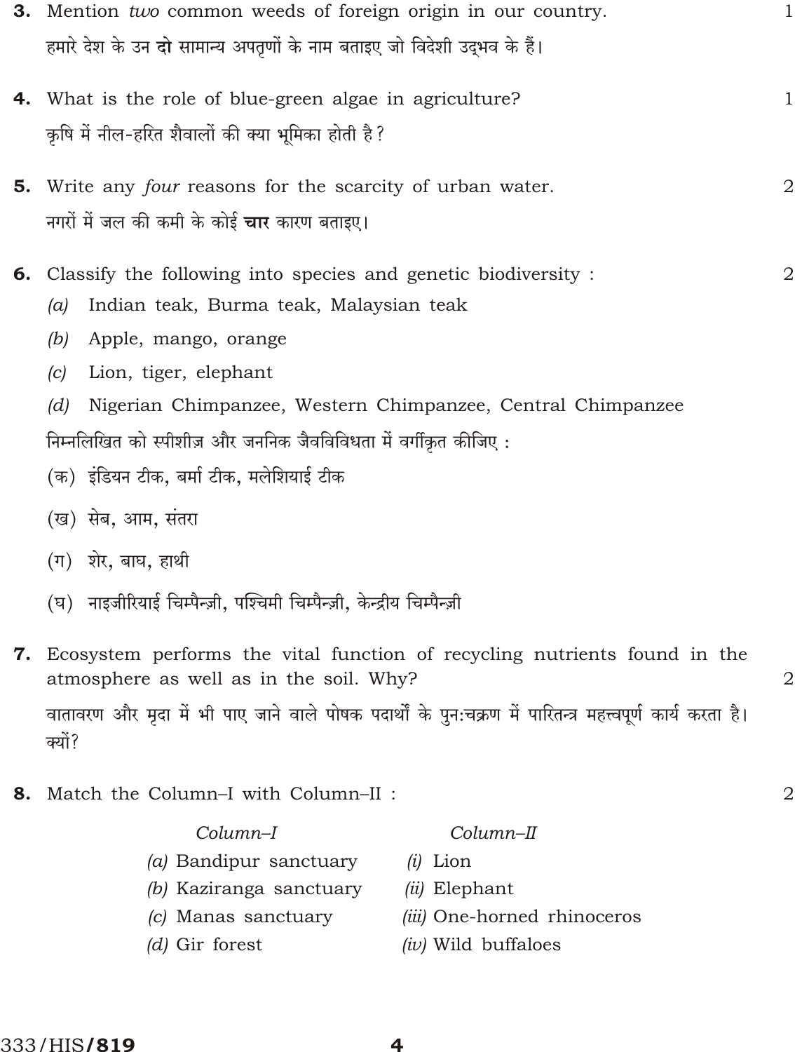**3.** Mention *two* common weeds of foreign origin in our country. 1

हमारे देश के उन **दो** सामान्य अपतृणों के नाम बताइए जो विदेशी उद्भव के हैं।

**4.** What is the role of blue-green algae in agriculture? 1

कृषि में नील-हरित शैवालों की क्या भूमिका होती है?

**5.** Write any *four* reasons for the scarcity of urban water. 2

नगरों में जल की कमी के कोई **चार** कारण बताइए।

**6.** Classify the following into species and genetic biodiversity : 2

*(a)* Indian teak, Burma teak, Malaysian teak

*(b)* Apple, mango, orange

*(c)* Lion, tiger, elephant

*(d)* Nigerian Chimpanzee, Western Chimpanzee, Central Chimpanzee

निम्नलिखित को स्पीशीज़ और जननिक जैवविविधता में वर्गीकृत कीजिए :

(क) इंडियन टीक, बर्मा टीक, मलेशियाई टीक

(ख) सेब, आम, संतरा

(ग) शेर, बाघ, हाथी

(घ) नाइजीरियाई चिम्पैन्ज़ी, पश्चिमी चिम्पैन्ज़ी, केन्द्रीय चिम्पैन्ज़ी

**7.** Ecosystem performs the vital function of recycling nutrients found in the atmosphere as well as in the soil. Why? 2

वातावरण और मृदा में भी पाए जाने वाले पोषक पदार्थों के पुनःचक्रण में पारितन्त्र महत्त्वपूर्ण कार्य करता है। क्यों?

**8.** Match the Column–I with Column–II : 2

| *Column–I* | *Column–II* |
|---|---|
| *(a)* Bandipur sanctuary | *(i)* Lion |
| *(b)* Kaziranga sanctuary | *(ii)* Elephant |
| *(c)* Manas sanctuary | *(iii)* One-horned rhinoceros |
| *(d)* Gir forest | *(iv)* Wild buffaloes |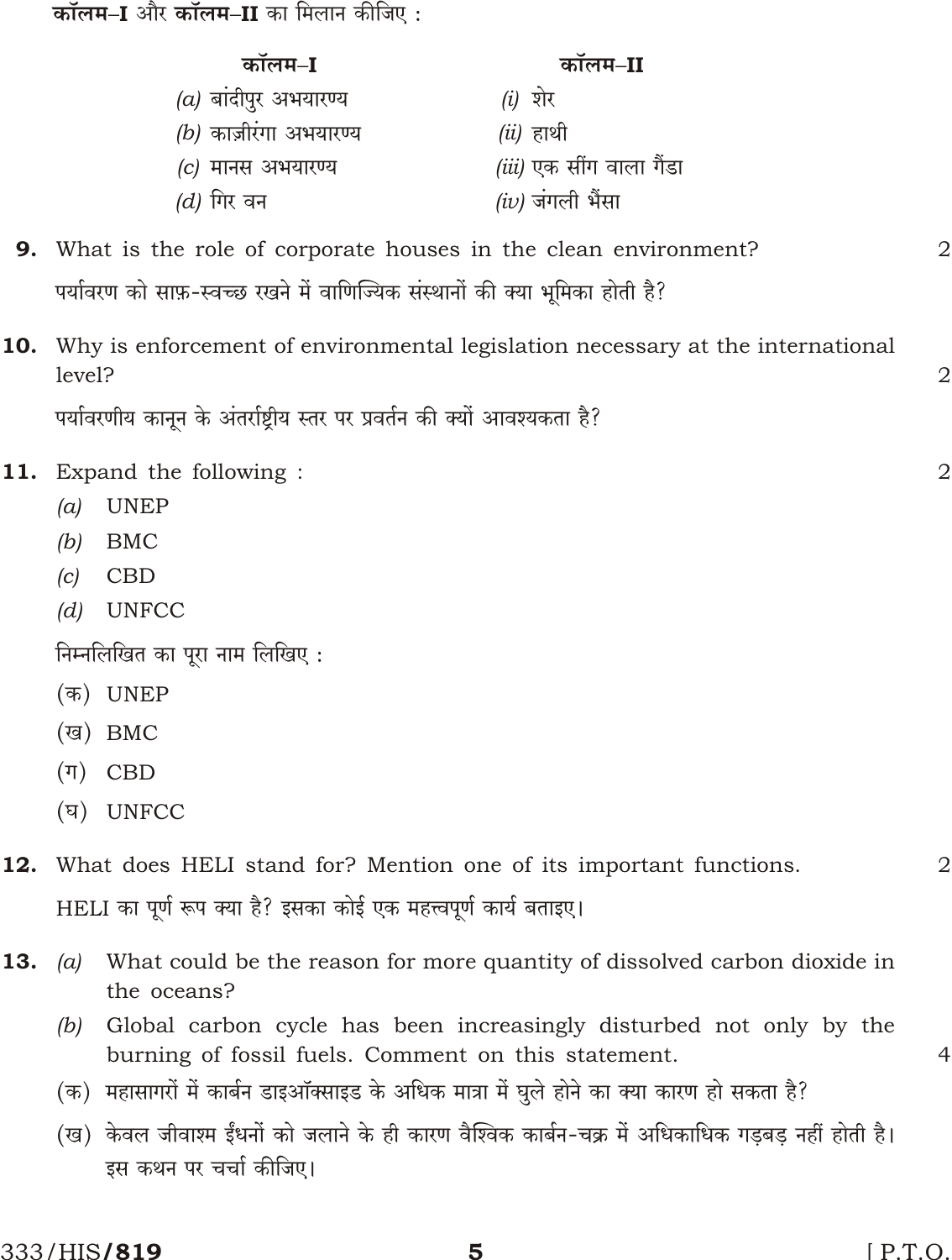**कॉलम–I** और **कॉलम–II** का मिलान कीजिए :

| **कॉलम–I** | **कॉलम–II** |
|---|---|
| *(a)* बांदीपुर अभयारण्य | *(i)* शेर |
| *(b)* काज़ीरंगा अभयारण्य | *(ii)* हाथी |
| *(c)* मानस अभयारण्य | *(iii)* एक सींग वाला गैंडा |
| *(d)* गिर वन | *(iv)* जंगली भैंसा |

**9.** What is the role of corporate houses in the clean environment? 2

पर्यावरण को साफ़-स्वच्छ रखने में वाणिज्यिक संस्थानों की क्या भूमिका होती है?

**10.** Why is enforcement of environmental legislation necessary at the international level? 2

पर्यावरणीय कानून के अंतर्राष्ट्रीय स्तर पर प्रवर्तन की क्यों आवश्यकता है?

**11.** Expand the following : 2

*(a)* UNEP

*(b)* BMC

*(c)* CBD

*(d)* UNFCC

निम्नलिखित का पूरा नाम लिखिए :

(क) UNEP

(ख) BMC

(ग) CBD

(घ) UNFCC

**12.** What does HELI stand for? Mention one of its important functions. 2

HELI का पूर्ण रूप क्या है? इसका कोई एक महत्त्वपूर्ण कार्य बताइए।

**13.** *(a)* What could be the reason for more quantity of dissolved carbon dioxide in the oceans?

*(b)* Global carbon cycle has been increasingly disturbed not only by the burning of fossil fuels. Comment on this statement. 4

(क) महासागरों में कार्बन डाइऑक्साइड के अधिक मात्रा में घुले होने का क्या कारण हो सकता है?

(ख) केवल जीवाश्म ईंधनों को जलाने के ही कारण वैश्विक कार्बन-चक्र में अधिकाधिक गड़बड़ नहीं होती है। इस कथन पर चर्चा कीजिए।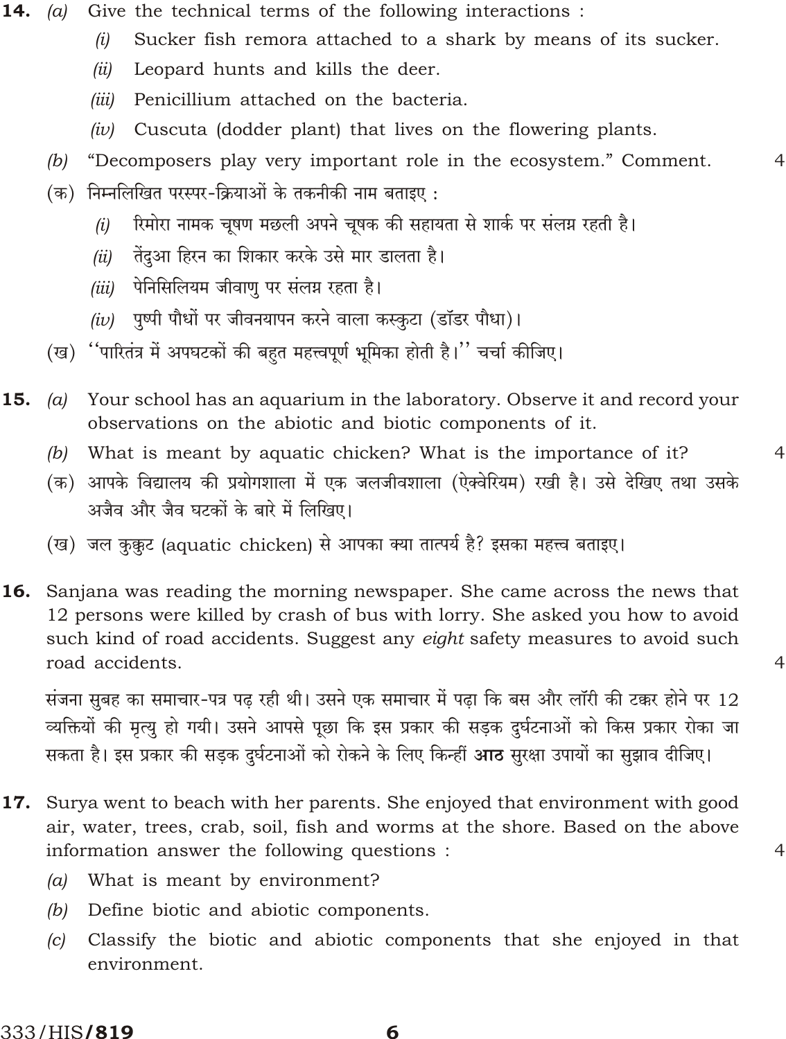**14.** (a) Give the technical terms of the following interactions :

   (i) Sucker fish remora attached to a shark by means of its sucker.

   (ii) Leopard hunts and kills the deer.

   (iii) Penicillium attached on the bacteria.

   (iv) Cuscuta (dodder plant) that lives on the flowering plants.

(b) "Decomposers play very important role in the ecosystem." Comment. 4

(क) निम्नलिखित परस्पर-क्रियाओं के तकनीकी नाम बताइए :

   (i) रिमोरा नामक चूषण मछली अपने चूषक की सहायता से शार्क पर संलग्न रहती है।

   (ii) तेंदुआ हिरन का शिकार करके उसे मार डालता है।

   (iii) पेनिसिलियम जीवाणु पर संलग्न रहता है।

   (iv) पुष्पी पौधों पर जीवनयापन करने वाला कस्कुटा (डॉडर पौधा)।

(ख) ''पारितंत्र में अपघटकों की बहुत महत्त्वपूर्ण भूमिका होती है।'' चर्चा कीजिए।

**15.** (a) Your school has an aquarium in the laboratory. Observe it and record your observations on the abiotic and biotic components of it.

(b) What is meant by aquatic chicken? What is the importance of it? 4

(क) आपके विद्यालय की प्रयोगशाला में एक जलजीवशाला (ऐक्वेरियम) रखी है। उसे देखिए तथा उसके अजैव और जैव घटकों के बारे में लिखिए।

(ख) जल कुक्कुट (aquatic chicken) से आपका क्या तात्पर्य है? इसका महत्त्व बताइए।

**16.** Sanjana was reading the morning newspaper. She came across the news that 12 persons were killed by crash of bus with lorry. She asked you how to avoid such kind of road accidents. Suggest any *eight* safety measures to avoid such road accidents. 4

संजना सुबह का समाचार-पत्र पढ़ रही थी। उसने एक समाचार में पढ़ा कि बस और लॉरी की टक्कर होने पर 12 व्यक्तियों की मृत्यु हो गयी। उसने आपसे पूछा कि इस प्रकार की सड़क दुर्घटनाओं को किस प्रकार रोका जा सकता है। इस प्रकार की सड़क दुर्घटनाओं को रोकने के लिए किन्हीं **आठ** सुरक्षा उपायों का सुझाव दीजिए।

**17.** Surya went to beach with her parents. She enjoyed that environment with good air, water, trees, crab, soil, fish and worms at the shore. Based on the above information answer the following questions : 4

(a) What is meant by environment?

(b) Define biotic and abiotic components.

(c) Classify the biotic and abiotic components that she enjoyed in that environment.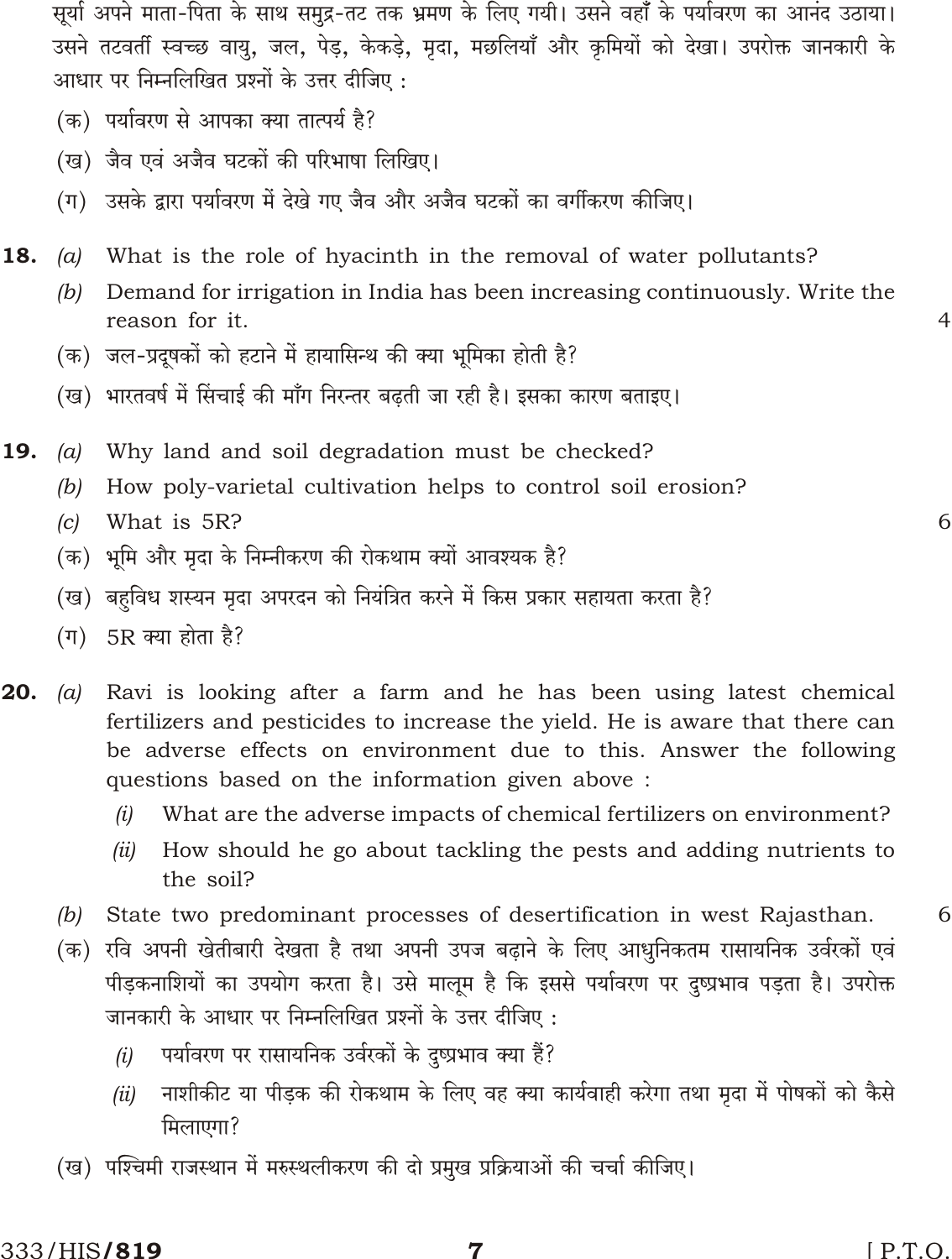सूर्या अपने माता-पिता के साथ समुद्र-तट तक भ्रमण के लिए गयी। उसने वहाँ के पर्यावरण का आनंद उठाया। उसने तटवर्ती स्वच्छ वायु, जल, पेड़, केकड़े, मृदा, मछलियाँ और कृमियों को देखा। उपरोक्त जानकारी के आधार पर निम्नलिखित प्रश्नों के उत्तर दीजिए :

(क) पर्यावरण से आपका क्या तात्पर्य है?

(ख) जैव एवं अजैव घटकों की परिभाषा लिखिए।

(ग) उसके द्वारा पर्यावरण में देखे गए जैव और अजैव घटकों का वर्गीकरण कीजिए।

**18.** *(a)* What is the role of hyacinth in the removal of water pollutants?

*(b)* Demand for irrigation in India has been increasing continuously. Write the reason for it. 4

(क) जल-प्रदूषकों को हटाने में हायासिन्थ की क्या भूमिका होती है?

(ख) भारतवर्ष में सिंचाई की माँग निरन्तर बढ़ती जा रही है। इसका कारण बताइए।

**19.** *(a)* Why land and soil degradation must be checked?

*(b)* How poly-varietal cultivation helps to control soil erosion?

*(c)* What is 5R? 6

(क) भूमि और मृदा के निम्नीकरण की रोकथाम क्यों आवश्यक है?

(ख) बहुविध शस्यन मृदा अपरदन को नियंत्रित करने में किस प्रकार सहायता करता है?

(ग) 5R क्या होता है?

**20.** *(a)* Ravi is looking after a farm and he has been using latest chemical fertilizers and pesticides to increase the yield. He is aware that there can be adverse effects on environment due to this. Answer the following questions based on the information given above :

*(i)* What are the adverse impacts of chemical fertilizers on environment?

*(ii)* How should he go about tackling the pests and adding nutrients to the soil?

*(b)* State two predominant processes of desertification in west Rajasthan. 6

(क) रवि अपनी खेतीबारी देखता है तथा अपनी उपज बढ़ाने के लिए आधुनिकतम रासायनिक उर्वरकों एवं पीड़कनाशियों का उपयोग करता है। उसे मालूम है कि इससे पर्यावरण पर दुष्प्रभाव पड़ता है। उपरोक्त जानकारी के आधार पर निम्नलिखित प्रश्नों के उत्तर दीजिए :

*(i)* पर्यावरण पर रासायनिक उर्वरकों के दुष्प्रभाव क्या हैं?

*(ii)* नाशीकीट या पीड़क की रोकथाम के लिए वह क्या कार्यवाही करेगा तथा मृदा में पोषकों को कैसे मिलाएगा?

(ख) पश्चिमी राजस्थान में मरुस्थलीकरण की दो प्रमुख प्रक्रियाओं की चर्चा कीजिए।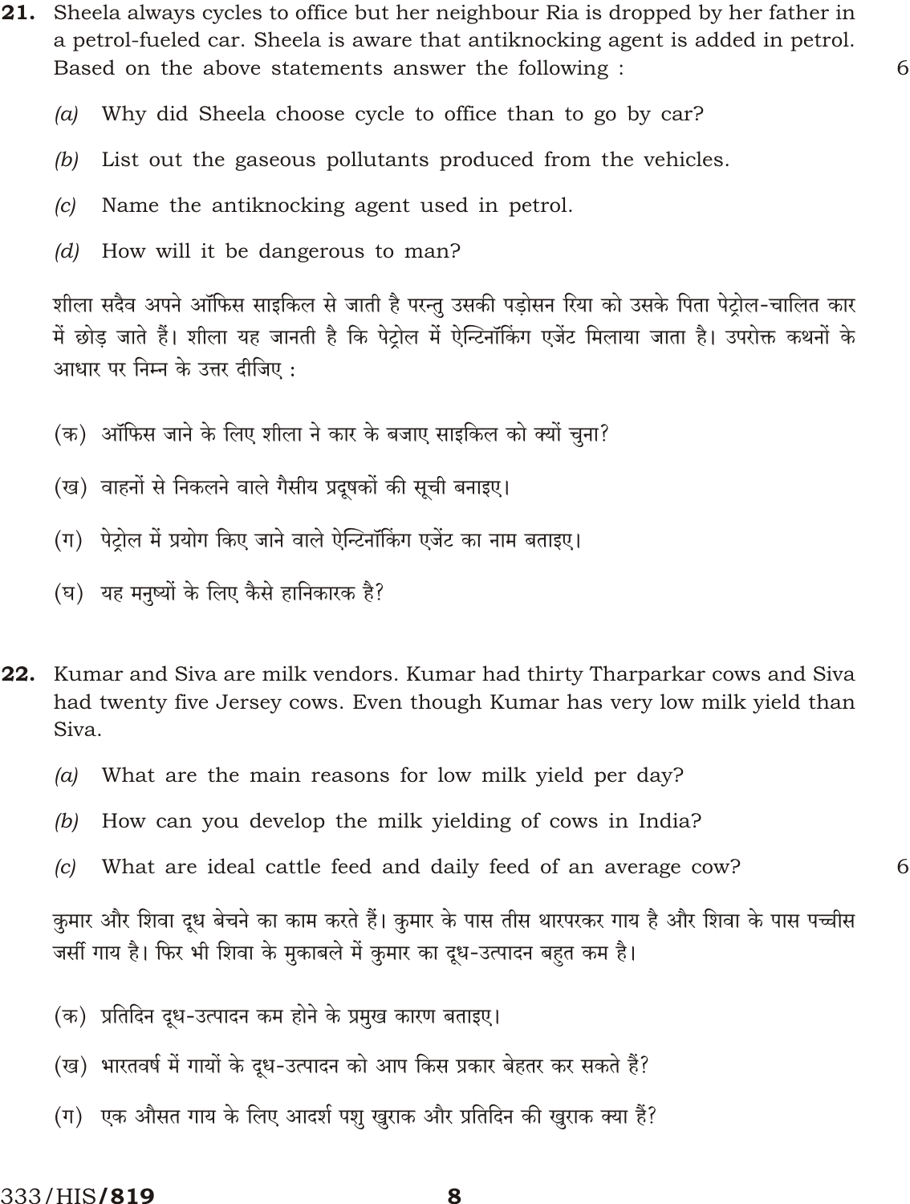**21.** Sheela always cycles to office but her neighbour Ria is dropped by her father in a petrol-fueled car. Sheela is aware that antiknocking agent is added in petrol. Based on the above statements answer the following : 6

*(a)* Why did Sheela choose cycle to office than to go by car?

*(b)* List out the gaseous pollutants produced from the vehicles.

*(c)* Name the antiknocking agent used in petrol.

*(d)* How will it be dangerous to man?

शीला सदैव अपने ऑफिस साइकिल से जाती है परन्तु उसकी पड़ोसन रिया को उसके पिता पेट्रोल-चालित कार में छोड़ जाते हैं। शीला यह जानती है कि पेट्रोल में ऐन्टिनॉकिंग एजेंट मिलाया जाता है। उपरोक्त कथनों के आधार पर निम्न के उत्तर दीजिए :

(क) ऑफिस जाने के लिए शीला ने कार के बजाए साइकिल को क्यों चुना?

(ख) वाहनों से निकलने वाले गैसीय प्रदूषकों की सूची बनाइए।

(ग) पेट्रोल में प्रयोग किए जाने वाले ऐन्टिनॉकिंग एजेंट का नाम बताइए।

(घ) यह मनुष्यों के लिए कैसे हानिकारक है?

**22.** Kumar and Siva are milk vendors. Kumar had thirty Tharparkar cows and Siva had twenty five Jersey cows. Even though Kumar has very low milk yield than Siva.

*(a)* What are the main reasons for low milk yield per day?

*(b)* How can you develop the milk yielding of cows in India?

*(c)* What are ideal cattle feed and daily feed of an average cow? 6

कुमार और शिवा दूध बेचने का काम करते हैं। कुमार के पास तीस थारपरकर गाय है और शिवा के पास पच्चीस जर्सी गाय है। फिर भी शिवा के मुकाबले में कुमार का दूध-उत्पादन बहुत कम है।

(क) प्रतिदिन दूध-उत्पादन कम होने के प्रमुख कारण बताइए।

(ख) भारतवर्ष में गायों के दूध-उत्पादन को आप किस प्रकार बेहतर कर सकते हैं?

(ग) एक औसत गाय के लिए आदर्श पशु खुराक और प्रतिदिन की खुराक क्या हैं?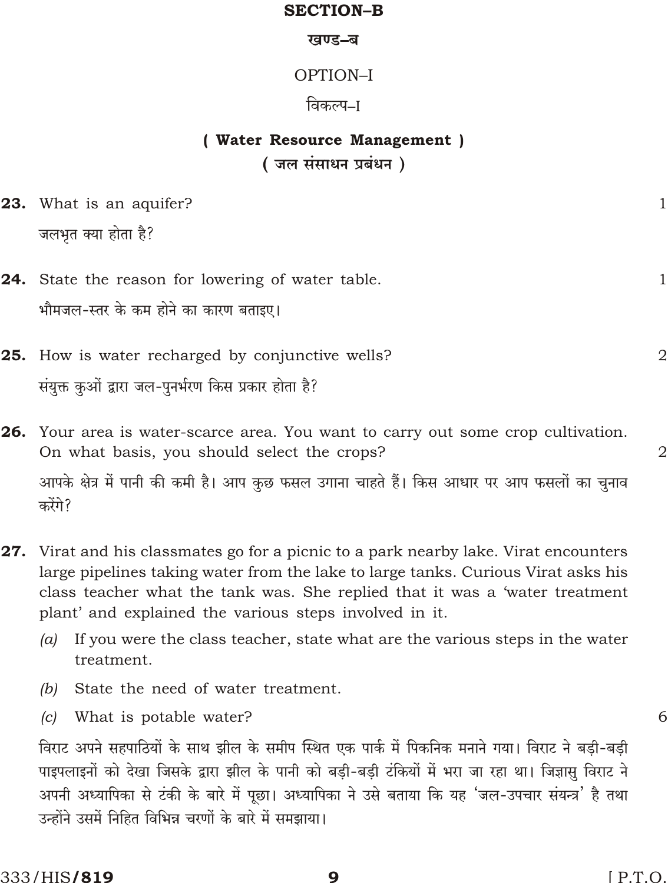## SECTION–B

### खण्ड–ब

### OPTION–I

### विकल्प–I

### ( Water Resource Management )
### ( जल संसाधन प्रबंधन )

**23.** What is an aquifer? 1

जलभृत क्या होता है?

**24.** State the reason for lowering of water table. 1

भौमजल-स्तर के कम होने का कारण बताइए।

**25.** How is water recharged by conjunctive wells? 2

संयुक्त कुओं द्वारा जल-पुनर्भरण किस प्रकार होता है?

**26.** Your area is water-scarce area. You want to carry out some crop cultivation. On what basis, you should select the crops? 2

आपके क्षेत्र में पानी की कमी है। आप कुछ फसल उगाना चाहते हैं। किस आधार पर आप फसलों का चुनाव करेंगे?

**27.** Virat and his classmates go for a picnic to a park nearby lake. Virat encounters large pipelines taking water from the lake to large tanks. Curious Virat asks his class teacher what the tank was. She replied that it was a 'water treatment plant' and explained the various steps involved in it.

*(a)* If you were the class teacher, state what are the various steps in the water treatment.

*(b)* State the need of water treatment.

*(c)* What is potable water? 6

विराट अपने सहपाठियों के साथ झील के समीप स्थित एक पार्क में पिकनिक मनाने गया। विराट ने बड़ी-बड़ी पाइपलाइनों को देखा जिसके द्वारा झील के पानी को बड़ी-बड़ी टंकियों में भरा जा रहा था। जिज्ञासु विराट ने अपनी अध्यापिका से टंकी के बारे में पूछा। अध्यापिका ने उसे बताया कि यह 'जल-उपचार संयन्त्र' है तथा उन्होंने उसमें निहित विभिन्न चरणों के बारे में समझाया।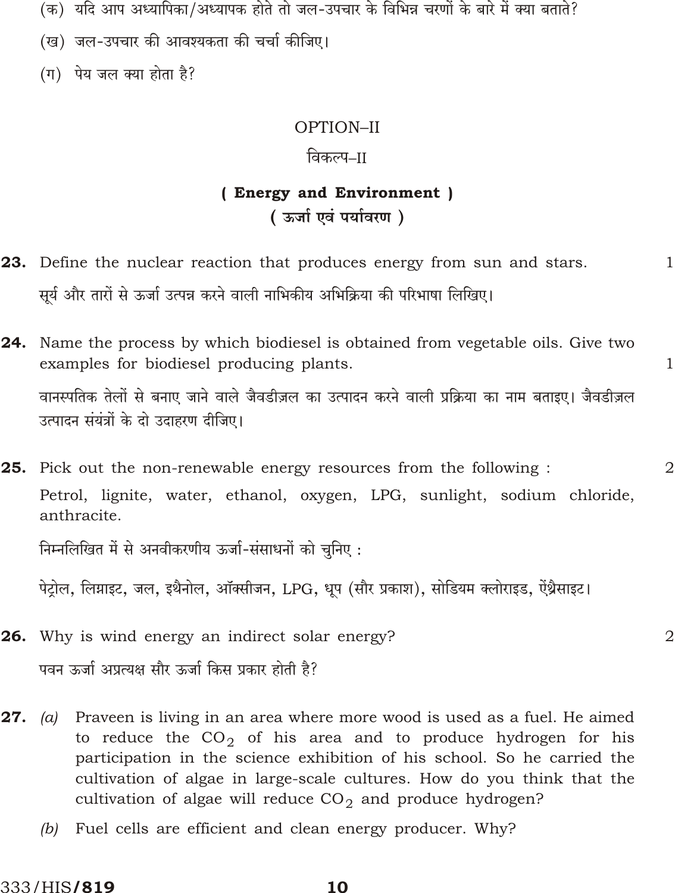(क) यदि आप अध्यापिका/अध्यापक होते तो जल-उपचार के विभिन्न चरणों के बारे में क्या बताते?

(ख) जल-उपचार की आवश्यकता की चर्चा कीजिए।

(ग) पेय जल क्या होता है?

## OPTION–II

## विकल्प–II

### ( Energy and Environment )
### ( ऊर्जा एवं पर्यावरण )

**23.** Define the nuclear reaction that produces energy from sun and stars. 1

सूर्य और तारों से ऊर्जा उत्पन्न करने वाली नाभिकीय अभिक्रिया की परिभाषा लिखिए।

**24.** Name the process by which biodiesel is obtained from vegetable oils. Give two examples for biodiesel producing plants. 1

वानस्पतिक तेलों से बनाए जाने वाले जैवडीज़ल का उत्पादन करने वाली प्रक्रिया का नाम बताइए। जैवडीज़ल उत्पादन संयंत्रों के दो उदाहरण दीजिए।

**25.** Pick out the non-renewable energy resources from the following : 2

Petrol, lignite, water, ethanol, oxygen, LPG, sunlight, sodium chloride, anthracite.

निम्नलिखित में से अनवीकरणीय ऊर्जा-संसाधनों को चुनिए :

पेट्रोल, लिग्नाइट, जल, इथैनोल, ऑक्सीजन, LPG, धूप (सौर प्रकाश), सोडियम क्लोराइड, ऐंथ्रैसाइट।

**26.** Why is wind energy an indirect solar energy? 2

पवन ऊर्जा अप्रत्यक्ष सौर ऊर्जा किस प्रकार होती है?

**27.** *(a)* Praveen is living in an area where more wood is used as a fuel. He aimed to reduce the $CO_2$ of his area and to produce hydrogen for his participation in the science exhibition of his school. So he carried the cultivation of algae in large-scale cultures. How do you think that the cultivation of algae will reduce $CO_2$ and produce hydrogen?

*(b)* Fuel cells are efficient and clean energy producer. Why?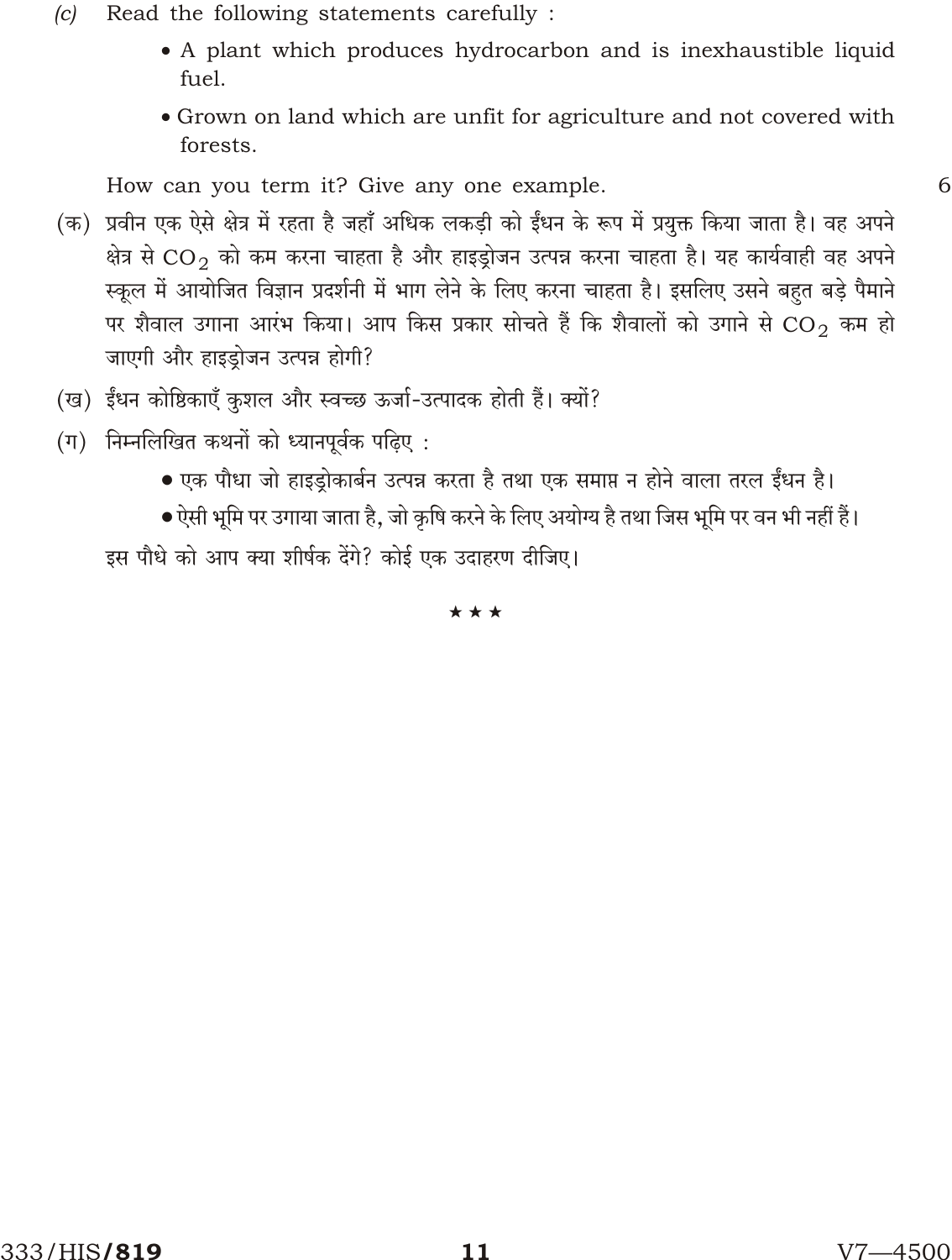(c) Read the following statements carefully :

- A plant which produces hydrocarbon and is inexhaustible liquid fuel.
- Grown on land which are unfit for agriculture and not covered with forests.

How can you term it? Give any one example. 6

(क) प्रवीन एक ऐसे क्षेत्र में रहता है जहाँ अधिक लकड़ी को ईंधन के रूप में प्रयुक्त किया जाता है। वह अपने क्षेत्र से $CO_2$ को कम करना चाहता है और हाइड्रोजन उत्पन्न करना चाहता है। यह कार्यवाही वह अपने स्कूल में आयोजित विज्ञान प्रदर्शनी में भाग लेने के लिए करना चाहता है। इसलिए उसने बहुत बड़े पैमाने पर शैवाल उगाना आरंभ किया। आप किस प्रकार सोचते हैं कि शैवालों को उगाने से $CO_2$ कम हो जाएगी और हाइड्रोजन उत्पन्न होगी?

(ख) ईंधन कोष्ठिकाएँ कुशल और स्वच्छ ऊर्जा-उत्पादक होती हैं। क्यों?

(ग) निम्नलिखित कथनों को ध्यानपूर्वक पढ़िए :

- एक पौधा जो हाइड्रोकार्बन उत्पन्न करता है तथा एक समाप्त न होने वाला तरल ईंधन है।
- ऐसी भूमि पर उगाया जाता है, जो कृषि करने के लिए अयोग्य है तथा जिस भूमि पर वन भी नहीं हैं।

इस पौधे को आप क्या शीर्षक देंगे? कोई एक उदाहरण दीजिए।

★ ★ ★